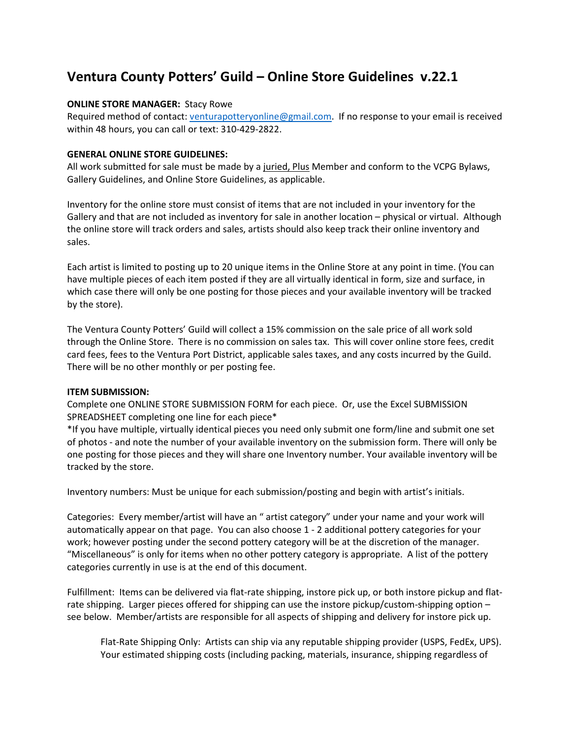# Ventura County Potters' Guild – Online Store Guidelines v.22.1

**ONLINE STORE MANAGER:** Stacy Rowe
Required method of contact: [venturapotteryonline@gmail.com](mailto:venturapotteryonline@gmail.com). If no response to your email is received within 48 hours, you can call or text: 310-429-2822.

**GENERAL ONLINE STORE GUIDELINES:**
All work submitted for sale must be made by a juried, Plus Member and conform to the VCPG Bylaws, Gallery Guidelines, and Online Store Guidelines, as applicable.

Inventory for the online store must consist of items that are not included in your inventory for the Gallery and that are not included as inventory for sale in another location – physical or virtual. Although the online store will track orders and sales, artists should also keep track their online inventory and sales.

Each artist is limited to posting up to 20 unique items in the Online Store at any point in time. (You can have multiple pieces of each item posted if they are all virtually identical in form, size and surface, in which case there will only be one posting for those pieces and your available inventory will be tracked by the store).

The Ventura County Potters' Guild will collect a 15% commission on the sale price of all work sold through the Online Store. There is no commission on sales tax. This will cover online store fees, credit card fees, fees to the Ventura Port District, applicable sales taxes, and any costs incurred by the Guild. There will be no other monthly or per posting fee.

**ITEM SUBMISSION:**
Complete one ONLINE STORE SUBMISSION FORM for each piece. Or, use the Excel SUBMISSION SPREADSHEET completing one line for each piece*
*If you have multiple, virtually identical pieces you need only submit one form/line and submit one set of photos - and note the number of your available inventory on the submission form. There will only be one posting for those pieces and they will share one Inventory number. Your available inventory will be tracked by the store.

Inventory numbers: Must be unique for each submission/posting and begin with artist's initials.

Categories: Every member/artist will have an " artist category" under your name and your work will automatically appear on that page. You can also choose 1 - 2 additional pottery categories for your work; however posting under the second pottery category will be at the discretion of the manager. "Miscellaneous" is only for items when no other pottery category is appropriate. A list of the pottery categories currently in use is at the end of this document.

Fulfillment: Items can be delivered via flat-rate shipping, instore pick up, or both instore pickup and flat-rate shipping. Larger pieces offered for shipping can use the instore pickup/custom-shipping option – see below. Member/artists are responsible for all aspects of shipping and delivery for instore pick up.

> Flat-Rate Shipping Only: Artists can ship via any reputable shipping provider (USPS, FedEx, UPS). Your estimated shipping costs (including packing, materials, insurance, shipping regardless of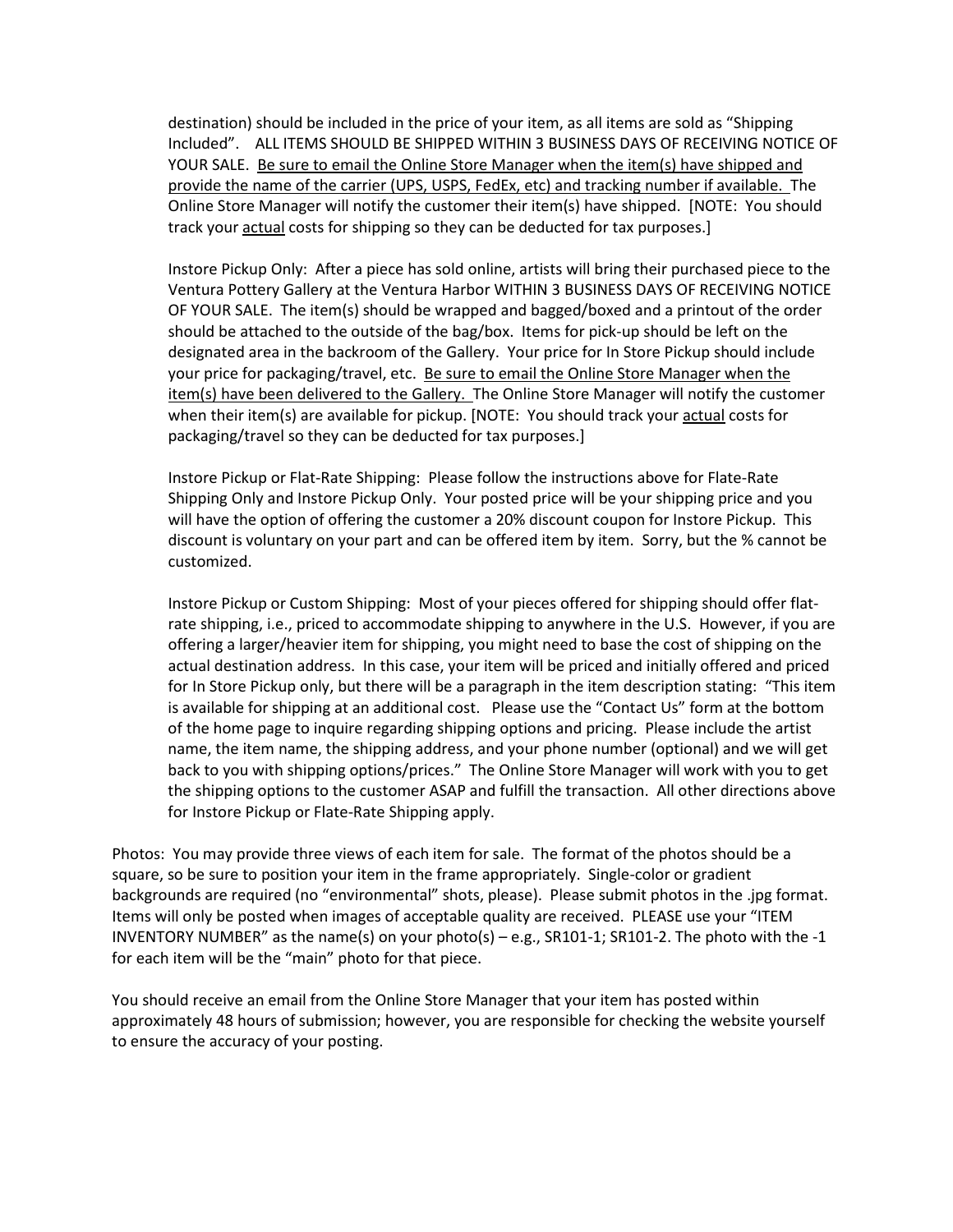destination) should be included in the price of your item, as all items are sold as "Shipping Included". ALL ITEMS SHOULD BE SHIPPED WITHIN 3 BUSINESS DAYS OF RECEIVING NOTICE OF YOUR SALE. Be sure to email the Online Store Manager when the item(s) have shipped and provide the name of the carrier (UPS, USPS, FedEx, etc) and tracking number if available. The Online Store Manager will notify the customer their item(s) have shipped. [NOTE: You should track your actual costs for shipping so they can be deducted for tax purposes.]

Instore Pickup Only: After a piece has sold online, artists will bring their purchased piece to the Ventura Pottery Gallery at the Ventura Harbor WITHIN 3 BUSINESS DAYS OF RECEIVING NOTICE OF YOUR SALE. The item(s) should be wrapped and bagged/boxed and a printout of the order should be attached to the outside of the bag/box. Items for pick-up should be left on the designated area in the backroom of the Gallery. Your price for In Store Pickup should include your price for packaging/travel, etc. Be sure to email the Online Store Manager when the item(s) have been delivered to the Gallery. The Online Store Manager will notify the customer when their item(s) are available for pickup. [NOTE: You should track your actual costs for packaging/travel so they can be deducted for tax purposes.]

Instore Pickup or Flat-Rate Shipping: Please follow the instructions above for Flate-Rate Shipping Only and Instore Pickup Only. Your posted price will be your shipping price and you will have the option of offering the customer a 20% discount coupon for Instore Pickup. This discount is voluntary on your part and can be offered item by item. Sorry, but the % cannot be customized.

Instore Pickup or Custom Shipping: Most of your pieces offered for shipping should offer flat-rate shipping, i.e., priced to accommodate shipping to anywhere in the U.S. However, if you are offering a larger/heavier item for shipping, you might need to base the cost of shipping on the actual destination address. In this case, your item will be priced and initially offered and priced for In Store Pickup only, but there will be a paragraph in the item description stating: "This item is available for shipping at an additional cost. Please use the "Contact Us" form at the bottom of the home page to inquire regarding shipping options and pricing. Please include the artist name, the item name, the shipping address, and your phone number (optional) and we will get back to you with shipping options/prices." The Online Store Manager will work with you to get the shipping options to the customer ASAP and fulfill the transaction. All other directions above for Instore Pickup or Flate-Rate Shipping apply.

Photos: You may provide three views of each item for sale. The format of the photos should be a square, so be sure to position your item in the frame appropriately. Single-color or gradient backgrounds are required (no "environmental" shots, please). Please submit photos in the .jpg format. Items will only be posted when images of acceptable quality are received. PLEASE use your "ITEM INVENTORY NUMBER" as the name(s) on your photo(s) – e.g., SR101-1; SR101-2. The photo with the -1 for each item will be the "main" photo for that piece.

You should receive an email from the Online Store Manager that your item has posted within approximately 48 hours of submission; however, you are responsible for checking the website yourself to ensure the accuracy of your posting.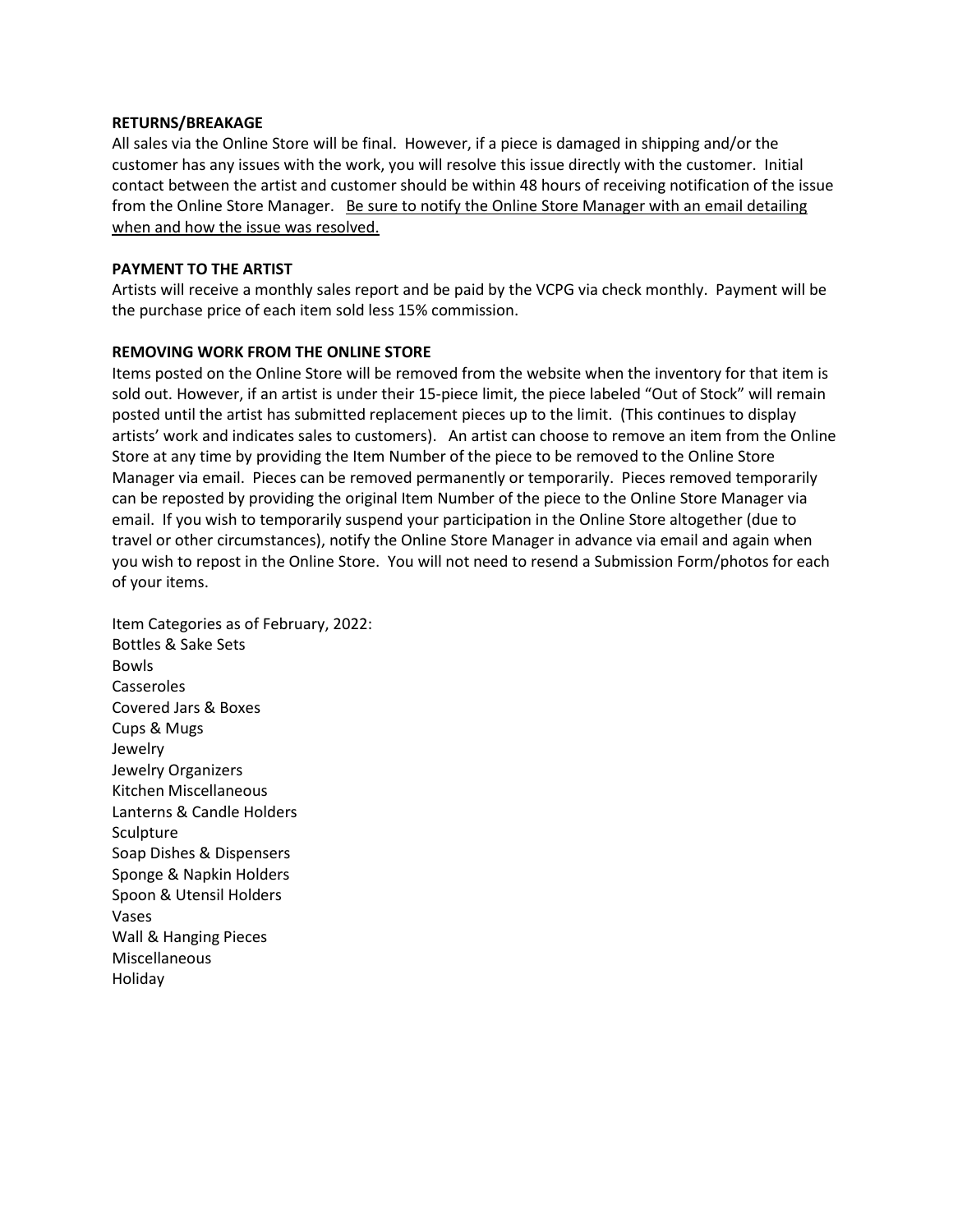**RETURNS/BREAKAGE**

All sales via the Online Store will be final. However, if a piece is damaged in shipping and/or the customer has any issues with the work, you will resolve this issue directly with the customer. Initial contact between the artist and customer should be within 48 hours of receiving notification of the issue from the Online Store Manager. <u>Be sure to notify the Online Store Manager with an email detailing when and how the issue was resolved.</u>

**PAYMENT TO THE ARTIST**

Artists will receive a monthly sales report and be paid by the VCPG via check monthly. Payment will be the purchase price of each item sold less 15% commission.

**REMOVING WORK FROM THE ONLINE STORE**

Items posted on the Online Store will be removed from the website when the inventory for that item is sold out. However, if an artist is under their 15-piece limit, the piece labeled "Out of Stock" will remain posted until the artist has submitted replacement pieces up to the limit. (This continues to display artists' work and indicates sales to customers). An artist can choose to remove an item from the Online Store at any time by providing the Item Number of the piece to be removed to the Online Store Manager via email. Pieces can be removed permanently or temporarily. Pieces removed temporarily can be reposted by providing the original Item Number of the piece to the Online Store Manager via email. If you wish to temporarily suspend your participation in the Online Store altogether (due to travel or other circumstances), notify the Online Store Manager in advance via email and again when you wish to repost in the Online Store. You will not need to resend a Submission Form/photos for each of your items.

Item Categories as of February, 2022:
Bottles & Sake Sets
Bowls
Casseroles
Covered Jars & Boxes
Cups & Mugs
Jewelry
Jewelry Organizers
Kitchen Miscellaneous
Lanterns & Candle Holders
Sculpture
Soap Dishes & Dispensers
Sponge & Napkin Holders
Spoon & Utensil Holders
Vases
Wall & Hanging Pieces
Miscellaneous
Holiday